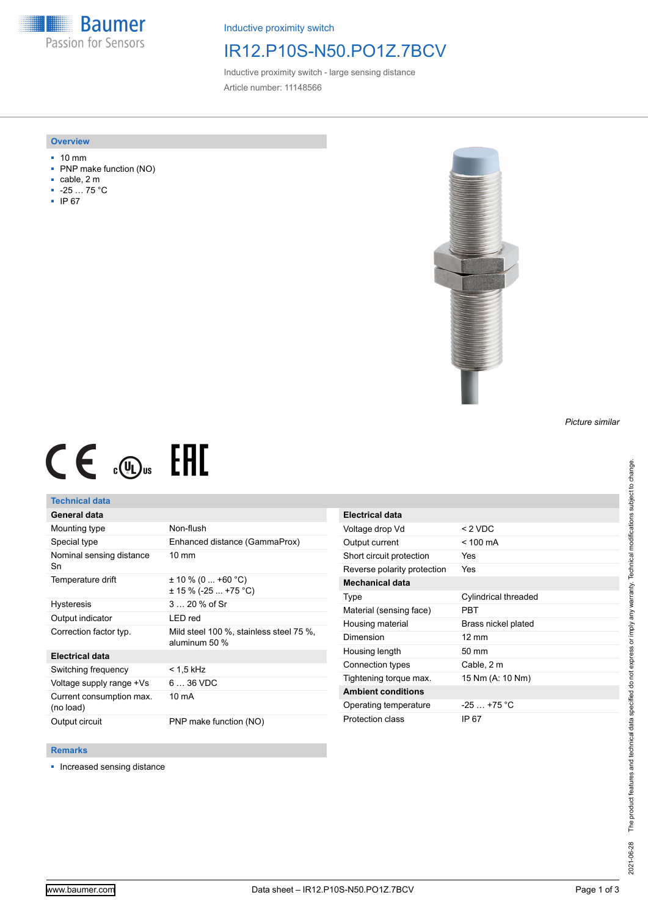Inductive proximity switch

# IR12.P10S-N50.PO1Z.7BCV

Inductive proximity switch - large sensing distance

Article number: 11148566

## Overview

- 10 mm
- PNP make function (NO)
- cable, 2 m
- -25 … 75 °C
- IP 67

*Picture similar*

## Technical data

| General data | |
|---|---|
| Mounting type | Non-flush |
| Special type | Enhanced distance (GammaProx) |
| Nominal sensing distance Sn | 10 mm |
| Temperature drift | ± 10 % (0 ... +60 °C)<br>± 15 % (-25 ... +75 °C) |
| Hysteresis | 3 … 20 % of Sr |
| Output indicator | LED red |
| Correction factor typ. | Mild steel 100 %, stainless steel 75 %, aluminum 50 % |
| **Electrical data** | |
| Switching frequency | < 1,5 kHz |
| Voltage supply range +Vs | 6 … 36 VDC |
| Current consumption max. (no load) | 10 mA |
| Output circuit | PNP make function (NO) |

| Electrical data | |
|---|---|
| Voltage drop Vd | < 2 VDC |
| Output current | < 100 mA |
| Short circuit protection | Yes |
| Reverse polarity protection | Yes |
| **Mechanical data** | |
| Type | Cylindrical threaded |
| Material (sensing face) | PBT |
| Housing material | Brass nickel plated |
| Dimension | 12 mm |
| Housing length | 50 mm |
| Connection types | Cable, 2 m |
| Tightening torque max. | 15 Nm (A: 10 Nm) |
| **Ambient conditions** | |
| Operating temperature | -25 … +75 °C |
| Protection class | IP 67 |

## Remarks

- Increased sensing distance

2021-06-28 The product features and technical data specified do not express or imply any warranty. Technical modifications subject to change.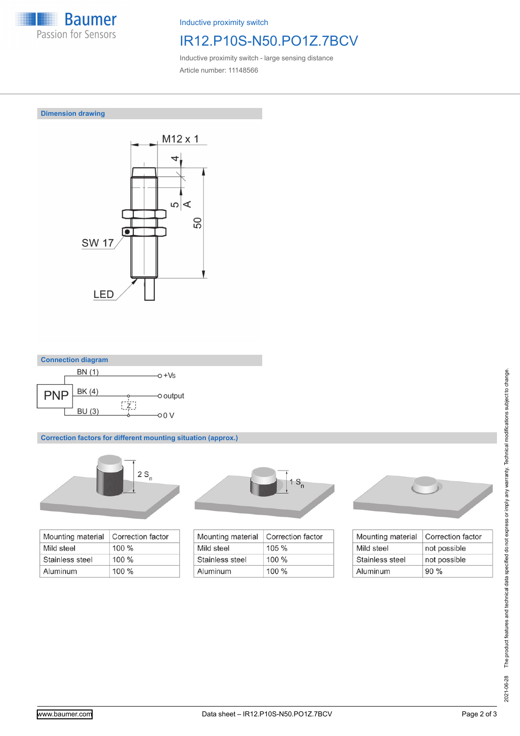# IR12.P10S-N50.PO1Z.7BCV

Inductive proximity switch

Inductive proximity switch - large sensing distance

Article number: 11148566

## Dimension drawing

M12 x 1

4

5

A

50

SW 17

LED

## Connection diagram

PNP

BN (1) — +Vs

BK (4) — output

Z

BU (3) — 0 V

## Correction factors for different mounting situation (approx.)

2 $S_n$

| Mounting material | Correction factor |
|---|---|
| Mild steel | 100 % |
| Stainless steel | 100 % |
| Aluminum | 100 % |

1 $S_n$

| Mounting material | Correction factor |
|---|---|
| Mild steel | 105 % |
| Stainless steel | 100 % |
| Aluminum | 100 % |

| Mounting material | Correction factor |
|---|---|
| Mild steel | not possible |
| Stainless steel | not possible |
| Aluminum | 90 % |

2021-06-28 The product features and technical data specified do not express or imply any warranty. Technical modifications subject to change.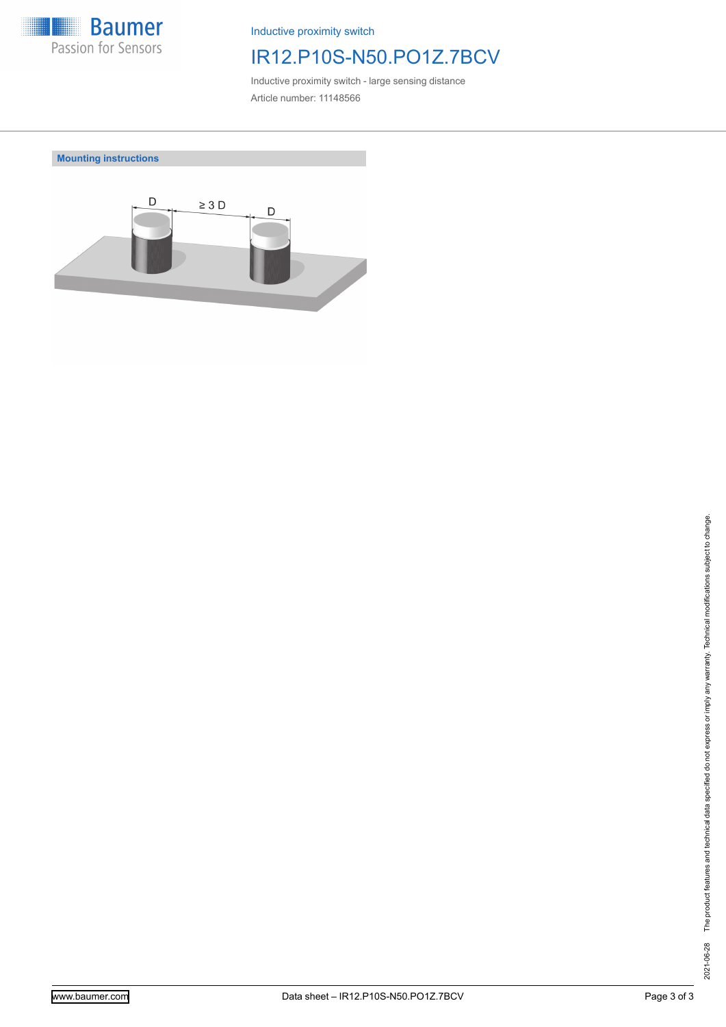Inductive proximity switch

# IR12.P10S-N50.PO1Z.7BCV

Inductive proximity switch - large sensing distance

Article number: 11148566

## Mounting instructions

D

≥ 3 D

D